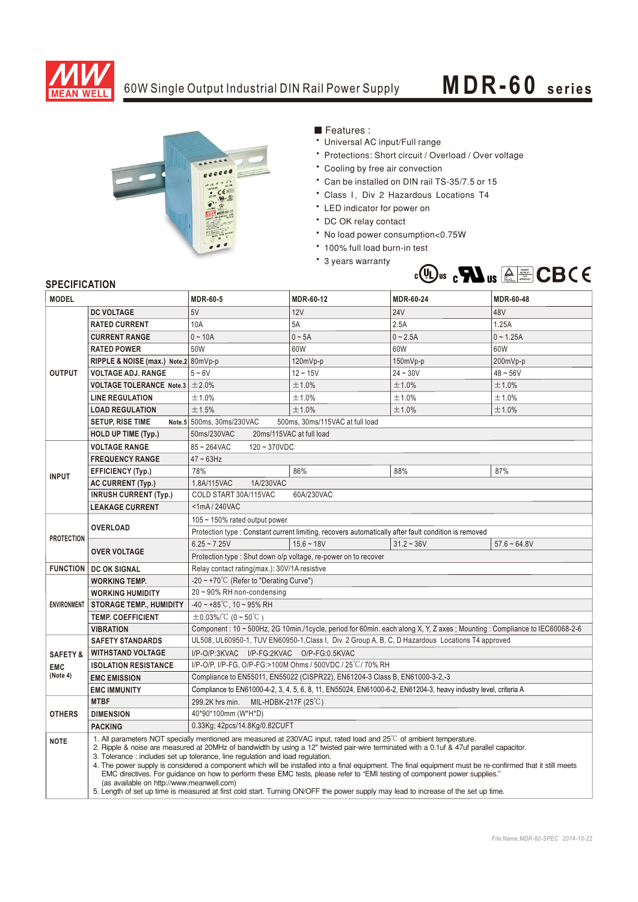# 60W Single Output Industrial DIN Rail Power Supply

## MDR-60 series

■ Features :

- Universal AC input/Full range
- Protections: Short circuit / Overload / Over voltage
- Cooling by free air convection
- Can be installed on DIN rail TS-35/7.5 or 15
- Class Ⅰ, Div 2 Hazardous Locations T4
- LED indicator for power on
- DC OK relay contact
- No load power consumption<0.75W
- 100% full load burn-in test
- 3 years warranty

## SPECIFICATION

| MODEL | | MDR-60-5 | MDR-60-12 | MDR-60-24 | MDR-60-48 |
|---|---|---|---|---|---|
| OUTPUT | DC VOLTAGE | 5V | 12V | 24V | 48V |
| | RATED CURRENT | 10A | 5A | 2.5A | 1.25A |
| | CURRENT RANGE | 0 ~ 10A | 0 ~ 5A | 0 ~ 2.5A | 0 ~ 1.25A |
| | RATED POWER | 50W | 60W | 60W | 60W |
| | RIPPLE & NOISE (max.) Note.2 | 80mVp-p | 120mVp-p | 150mVp-p | 200mVp-p |
| | VOLTAGE ADJ. RANGE | 5 ~ 6V | 12 ~ 15V | 24 ~ 30V | 48 ~ 56V |
| | VOLTAGE TOLERANCE Note.3 | ±2.0% | ±1.0% | ±1.0% | ±1.0% |
| | LINE REGULATION | ±1.0% | ±1.0% | ±1.0% | ±1.0% |
| | LOAD REGULATION | ±1.5% | ±1.0% | ±1.0% | ±1.0% |
| | SETUP, RISE TIME Note.5 | 500ms, 30ms/230VAC 500ms, 30ms/115VAC at full load | | | |
| | HOLD UP TIME (Typ.) | 50ms/230VAC 20ms/115VAC at full load | | | |
| INPUT | VOLTAGE RANGE | 85 ~ 264VAC 120 ~ 370VDC | | | |
| | FREQUENCY RANGE | 47 ~ 63Hz | | | |
| | EFFICIENCY (Typ.) | 78% | 86% | 88% | 87% |
| | AC CURRENT (Typ.) | 1.8A/115VAC 1A/230VAC | | | |
| | INRUSH CURRENT (Typ.) | COLD START 30A/115VAC 60A/230VAC | | | |
| | LEAKAGE CURRENT | <1mA / 240VAC | | | |
| PROTECTION | OVERLOAD | 105 ~ 150% rated output power | | | |
| | | Protection type : Constant current limiting, recovers automatically after fault condition is removed | | | |
| | OVER VOLTAGE | 6.25 ~ 7.25V | 15.6 ~ 18V | 31.2 ~ 36V | 57.6 ~ 64.8V |
| | | Protection type : Shut down o/p voltage, re-power on to recover | | | |
| FUNCTION | DC OK SIGNAL | Relay contact rating(max.): 30V/1A resistive | | | |
| ENVIRONMENT | WORKING TEMP. | -20 ~ +70℃ (Refer to "Derating Curve") | | | |
| | WORKING HUMIDITY | 20 ~ 90% RH non-condensing | | | |
| | STORAGE TEMP., HUMIDITY | -40 ~ +85℃, 10 ~ 95% RH | | | |
| | TEMP. COEFFICIENT | ±0.03%/℃ (0 ~ 50℃) | | | |
| | VIBRATION | Component : 10 ~ 500Hz, 2G 10min./1cycle, period for 60min. each along X, Y, Z axes ; Mounting : Compliance to IEC60068-2-6 | | | |
| SAFETY & EMC (Note 4) | SAFETY STANDARDS | UL508, UL60950-1, TUV EN60950-1,Class I, Div. 2 Group A, B, C, D Hazardous Locations T4 approved | | | |
| | WITHSTAND VOLTAGE | I/P-O/P:3KVAC I/P-FG:2KVAC O/P-FG:0.5KVAC | | | |
| | ISOLATION RESISTANCE | I/P-O/P, I/P-FG, O/P-FG:>100M Ohms / 500VDC / 25℃/ 70% RH | | | |
| | EMC EMISSION | Compliance to EN55011, EN55022 (CISPR22), EN61204-3 Class B, EN61000-3-2,-3 | | | |
| | EMC IMMUNITY | Compliance to EN61000-4-2, 3, 4, 5, 6, 8, 11, EN55024, EN61000-6-2, EN61204-3, heavy industry level, criteria A | | | |
| OTHERS | MTBF | 299.2K hrs min. MIL-HDBK-217F (25℃) | | | |
| | DIMENSION | 40*90*100mm (W*H*D) | | | |
| | PACKING | 0.33Kg; 42pcs/14.8Kg/0.82CUFT | | | |

**NOTE**

1. All parameters NOT specially mentioned are measured at 230VAC input, rated load and 25℃ of ambient temperature.
2. Ripple & noise are measured at 20MHz of bandwidth by using a 12" twisted pair-wire terminated with a 0.1uf & 47uf parallel capacitor.
3. Tolerance : includes set up tolerance, line regulation and load regulation.
4. The power supply is considered a component which will be installed into a final equipment. The final equipment must be re-confirmed that it still meets EMC directives. For guidance on how to perform these EMC tests, please refer to "EMI testing of component power supplies." (as available on http://www.meanwell.com)
5. Length of set up time is measured at first cold start. Turning ON/OFF the power supply may lead to increase of the set up time.

*File Name:MDR-60-SPEC 2014-10-22*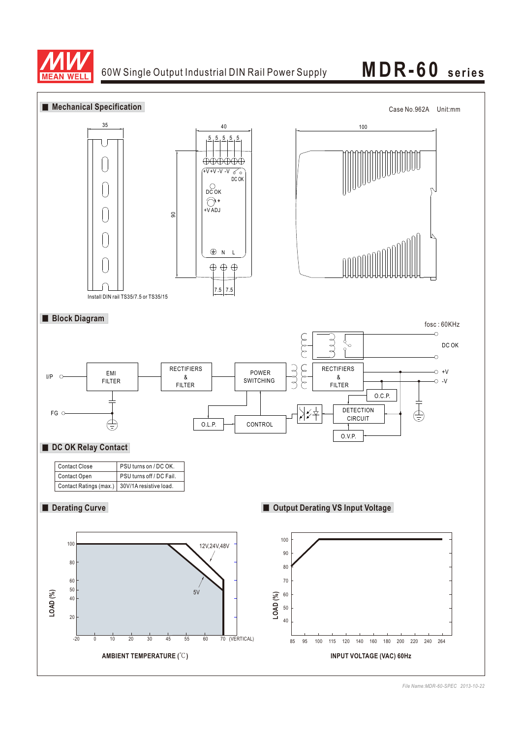# 60W Single Output Industrial DIN Rail Power Supply

# MDR-60 series

## Mechanical Specification

Case No.962A Unit:mm

35

40

5 5 5 5 5

+V +V -V -V

DC OK

DC OK

+V ADJ

N L

90

7.5 7.5

100

Install DIN rail TS35/7.5 or TS35/15

## Block Diagram

fosc : 60KHz

DC OK

I/P

EMI FILTER

RECTIFIERS & FILTER

POWER SWITCHING

RECTIFIERS & FILTER

+V

-V

O.C.P.

FG

O.L.P.

CONTROL

DETECTION CIRCUIT

O.V.P.

## DC OK Relay Contact

| | |
|---|---|
| Contact Close | PSU turns on / DC OK. |
| Contact Open | PSU turns off / DC Fail. |
| Contact Ratings (max.) | 30V/1A resistive load. |

## Derating Curve

LOAD (%)

100

80

60

50

40

20

-20 0 10 20 30 45 55 60 70 (VERTICAL)

12V,24V,48V

5V

AMBIENT TEMPERATURE (℃)

## Output Derating VS Input Voltage

LOAD (%)

100

90

80

70

60

50

40

85 95 100 115 120 140 160 180 200 220 240 264

INPUT VOLTAGE (VAC) 60Hz

*File Name:MDR-60-SPEC 2013-10-22*